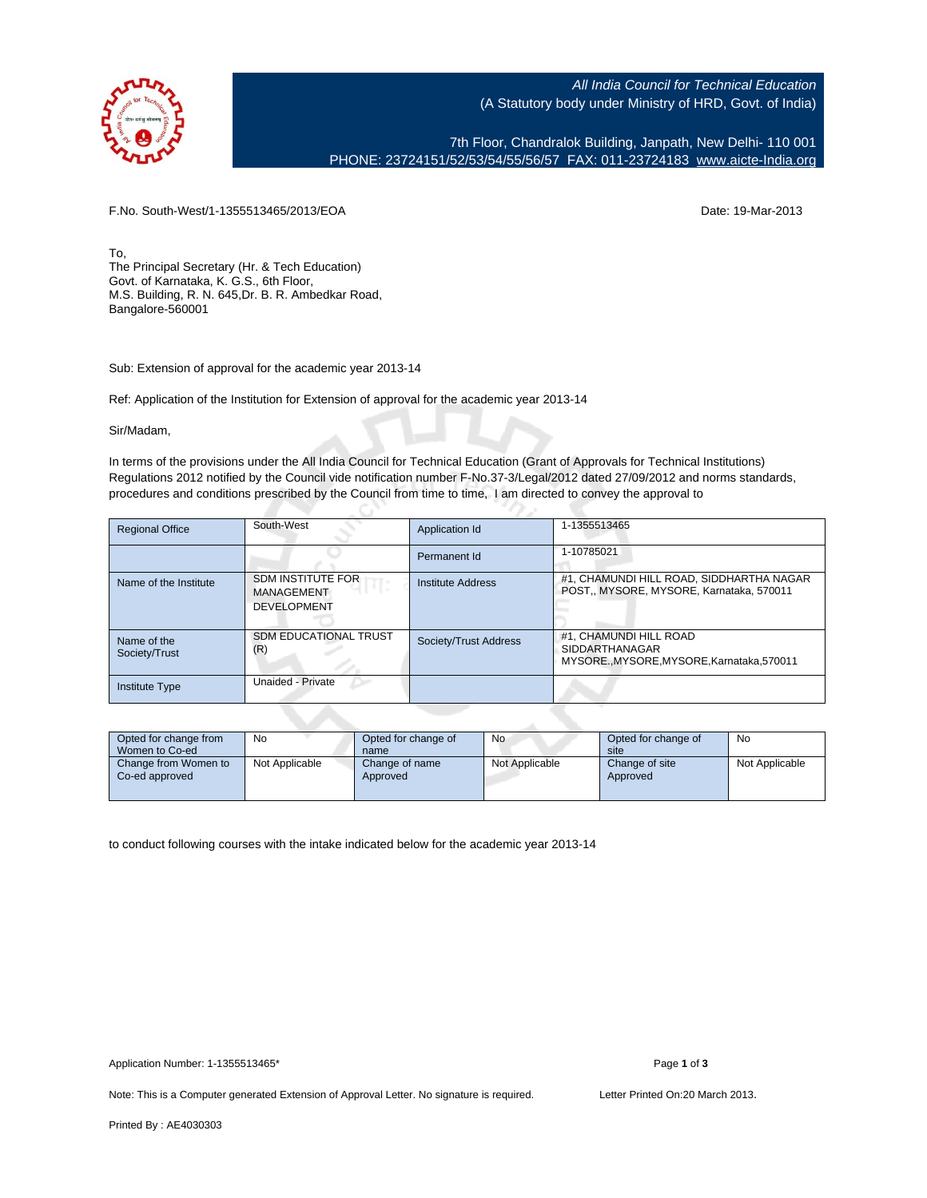*All India Council for Technical Education*
(A Statutory body under Ministry of HRD, Govt. of India)

7th Floor, Chandralok Building, Janpath, New Delhi- 110 001
PHONE: 23724151/52/53/54/55/56/57 FAX: 011-23724183 www.aicte-India.org

F.No. South-West/1-1355513465/2013/EOA

Date: 19-Mar-2013

To,
The Principal Secretary (Hr. & Tech Education)
Govt. of Karnataka, K. G.S., 6th Floor,
M.S. Building, R. N. 645,Dr. B. R. Ambedkar Road,
Bangalore-560001

Sub: Extension of approval for the academic year 2013-14

Ref: Application of the Institution for Extension of approval for the academic year 2013-14

Sir/Madam,

In terms of the provisions under the All India Council for Technical Education (Grant of Approvals for Technical Institutions) Regulations 2012 notified by the Council vide notification number F-No.37-3/Legal/2012 dated 27/09/2012 and norms standards, procedures and conditions prescribed by the Council from time to time, I am directed to convey the approval to

| Regional Office | South-West | Application Id | 1-1355513465 |
|---|---|---|---|
| | | Permanent Id | 1-10785021 |
| Name of the Institute | SDM INSTITUTE FOR MANAGEMENT DEVELOPMENT | Institute Address | #1, CHAMUNDI HILL ROAD, SIDDHARTHA NAGAR POST,, MYSORE, MYSORE, Karnataka, 570011 |
| Name of the Society/Trust | SDM EDUCATIONAL TRUST (R) | Society/Trust Address | #1, CHAMUNDI HILL ROAD SIDDHARTHANAGAR MYSORE,,MYSORE,MYSORE,Karnataka,570011 |
| Institute Type | Unaided - Private | | |

| Opted for change from Women to Co-ed | No | Opted for change of name | No | Opted for change of site | No |
|---|---|---|---|---|---|
| Change from Women to Co-ed approved | Not Applicable | Change of name Approved | Not Applicable | Change of site Approved | Not Applicable |

to conduct following courses with the intake indicated below for the academic year 2013-14

Application Number: 1-1355513465*

Note: This is a Computer generated Extension of Approval Letter. No signature is required.

Letter Printed On:20 March 2013.

Printed By : AE4030303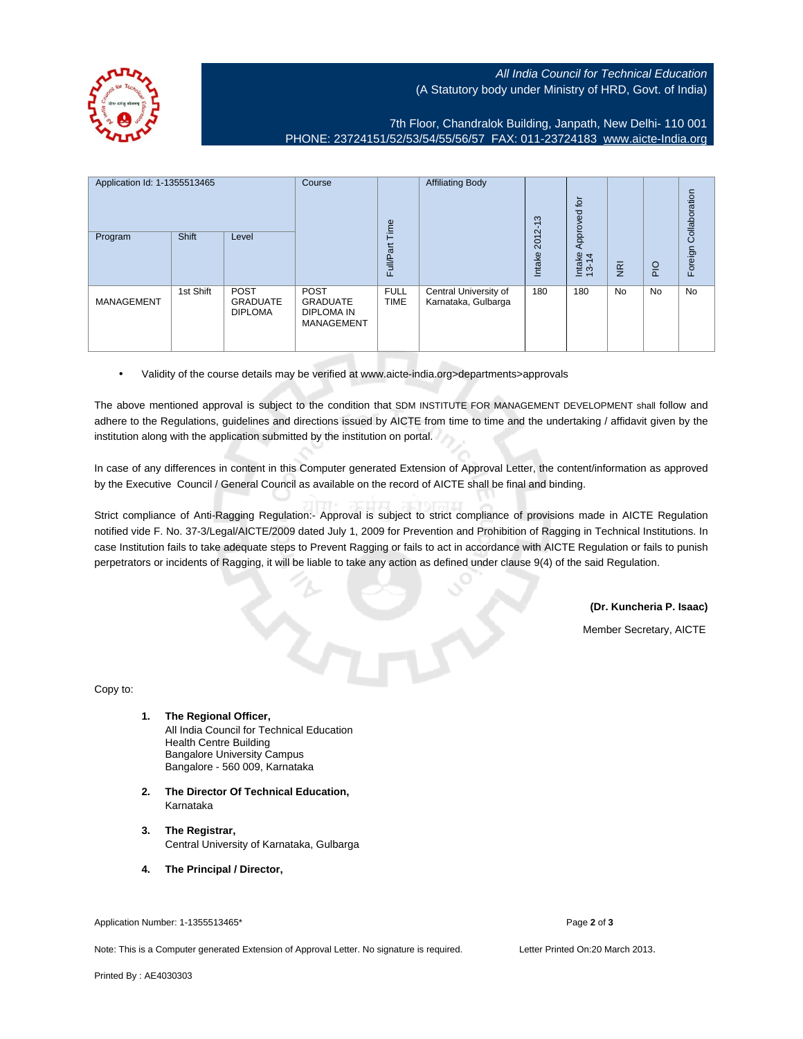All India Council for Technical Education
(A Statutory body under Ministry of HRD, Govt. of India)

7th Floor, Chandralok Building, Janpath, New Delhi- 110 001
PHONE: 23724151/52/53/54/55/56/57 FAX: 011-23724183 www.aicte-India.org

| Application Id: 1-1355513465 | | | Course | Full/Part Time | Affiliating Body | Intake 2012-13 | Intake Approved for 13-14 | NRI | PIO | Foreign Collaboration |
|---|---|---|---|---|---|---|---|---|---|---|
| Program | Shift | Level | | | | | | | | |
| MANAGEMENT | 1st Shift | POST GRADUATE DIPLOMA | POST GRADUATE DIPLOMA IN MANAGEMENT | FULL TIME | Central University of Karnataka, Gulbarga | 180 | 180 | No | No | No |

- Validity of the course details may be verified at www.aicte-india.org>departments>approvals

The above mentioned approval is subject to the condition that SDM INSTITUTE FOR MANAGEMENT DEVELOPMENT shall follow and adhere to the Regulations, guidelines and directions issued by AICTE from time to time and the undertaking / affidavit given by the institution along with the application submitted by the institution on portal.

In case of any differences in content in this Computer generated Extension of Approval Letter, the content/information as approved by the Executive Council / General Council as available on the record of AICTE shall be final and binding.

Strict compliance of Anti-Ragging Regulation:- Approval is subject to strict compliance of provisions made in AICTE Regulation notified vide F. No. 37-3/Legal/AICTE/2009 dated July 1, 2009 for Prevention and Prohibition of Ragging in Technical Institutions. In case Institution fails to take adequate steps to Prevent Ragging or fails to act in accordance with AICTE Regulation or fails to punish perpetrators or incidents of Ragging, it will be liable to take any action as defined under clause 9(4) of the said Regulation.

**(Dr. Kuncheria P. Isaac)**

Member Secretary, AICTE

Copy to:

1. **The Regional Officer,**
   All India Council for Technical Education
   Health Centre Building
   Bangalore University Campus
   Bangalore - 560 009, Karnataka

2. **The Director Of Technical Education,**
   Karnataka

3. **The Registrar,**
   Central University of Karnataka, Gulbarga

4. **The Principal / Director,**

Application Number: 1-1355513465*

Note: This is a Computer generated Extension of Approval Letter. No signature is required.

Letter Printed On:20 March 2013.

Printed By : AE4030303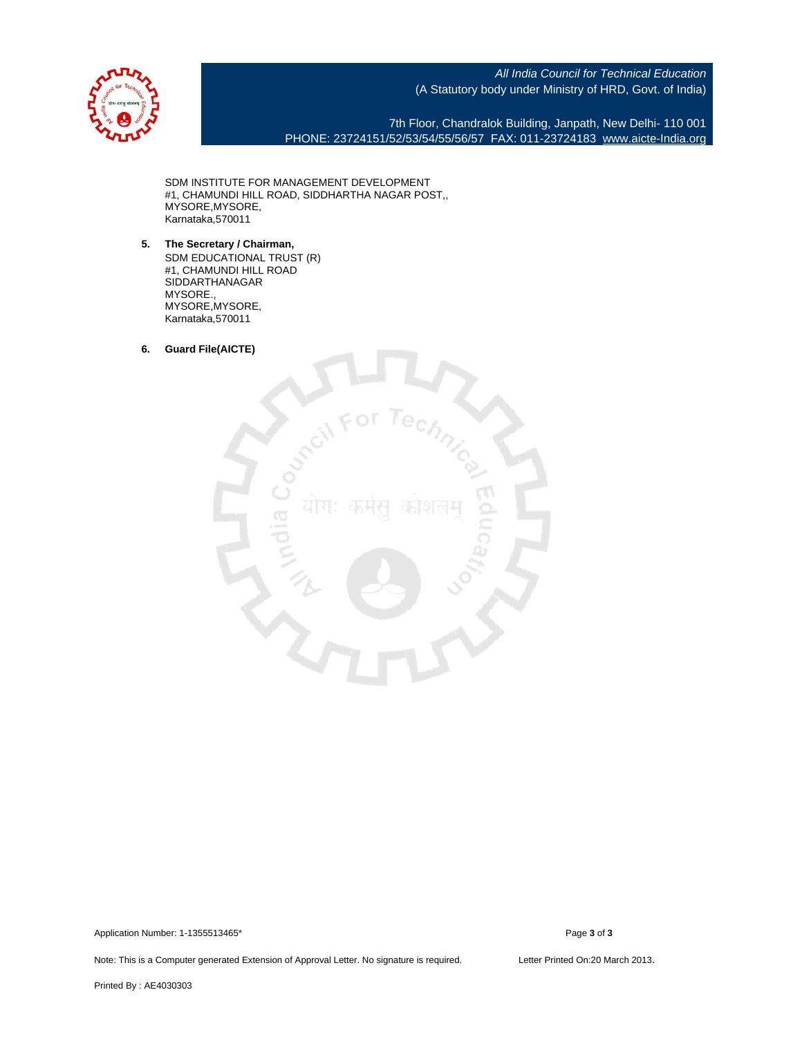SDM INSTITUTE FOR MANAGEMENT DEVELOPMENT
#1, CHAMUNDI HILL ROAD, SIDDHARTHA NAGAR POST,,
MYSORE,MYSORE,
Karnataka,570011

5. **The Secretary / Chairman,**
   SDM EDUCATIONAL TRUST (R)
   #1, CHAMUNDI HILL ROAD
   SIDDARTHANAGAR
   MYSORE.,
   MYSORE,MYSORE,
   Karnataka,570011

6. **Guard File(AICTE)**

Application Number: 1-1355513465*

Note: This is a Computer generated Extension of Approval Letter. No signature is required.

Letter Printed On:20 March 2013.

Printed By : AE4030303